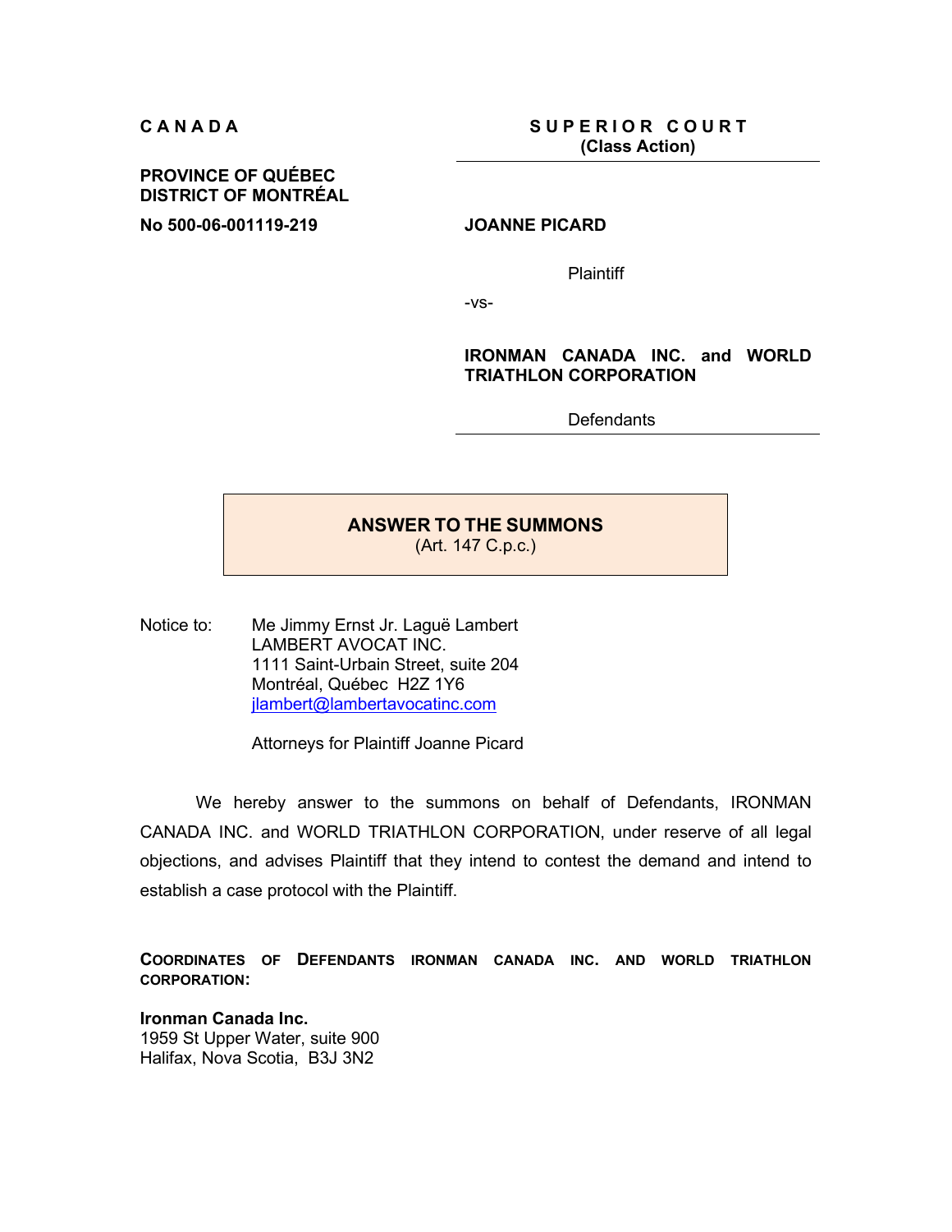**C A N A D A**

**PROVINCE OF QUÉBEC**
**DISTRICT OF MONTRÉAL**

**No 500-06-001119-219**

**S U P E R I O R   C O U R T**
**(Class Action)**

---

**JOANNE PICARD**

Plaintiff

-vs-

**IRONMAN CANADA INC. and WORLD TRIATHLON CORPORATION**

Defendants

---

## ANSWER TO THE SUMMONS
(Art. 147 C.p.c.)

Notice to: Me Jimmy Ernst Jr. Laguë Lambert
LAMBERT AVOCAT INC.
1111 Saint-Urbain Street, suite 204
Montréal, Québec  H2Z 1Y6
jlambert@lambertavocatinc.com

Attorneys for Plaintiff Joanne Picard

We hereby answer to the summons on behalf of Defendants, IRONMAN CANADA INC. and WORLD TRIATHLON CORPORATION, under reserve of all legal objections, and advises Plaintiff that they intend to contest the demand and intend to establish a case protocol with the Plaintiff.

**COORDINATES OF DEFENDANTS IRONMAN CANADA INC. AND WORLD TRIATHLON CORPORATION:**

**Ironman Canada Inc.**
1959 St Upper Water, suite 900
Halifax, Nova Scotia,  B3J 3N2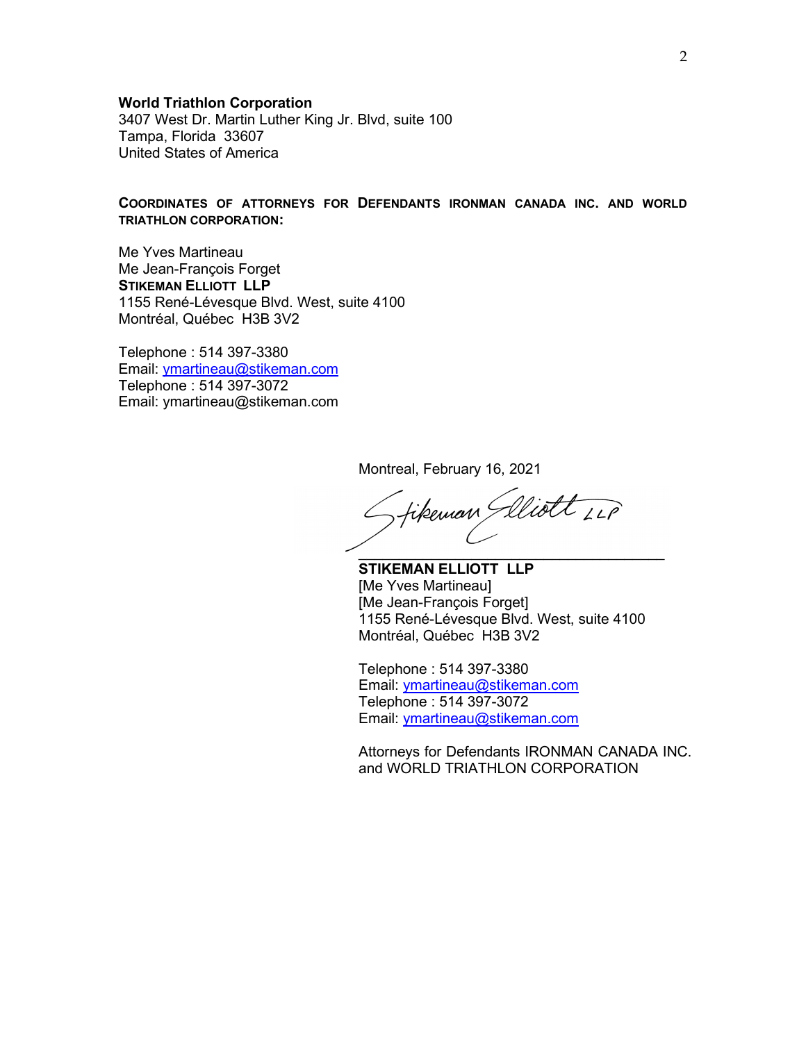**World Triathlon Corporation**
3407 West Dr. Martin Luther King Jr. Blvd, suite 100
Tampa, Florida 33607
United States of America

**COORDINATES OF ATTORNEYS FOR DEFENDANTS IRONMAN CANADA INC. AND WORLD TRIATHLON CORPORATION:**

Me Yves Martineau
Me Jean-François Forget
**STIKEMAN ELLIOTT LLP**
1155 René-Lévesque Blvd. West, suite 4100
Montréal, Québec H3B 3V2

Telephone : 514 397-3380
Email: ymartineau@stikeman.com
Telephone : 514 397-3072
Email: ymartineau@stikeman.com

Montreal, February 16, 2021

Stikeman Elliott LLP

**STIKEMAN ELLIOTT LLP**
[Me Yves Martineau]
[Me Jean-François Forget]
1155 René-Lévesque Blvd. West, suite 4100
Montréal, Québec H3B 3V2

Telephone : 514 397-3380
Email: ymartineau@stikeman.com
Telephone : 514 397-3072
Email: ymartineau@stikeman.com

Attorneys for Defendants IRONMAN CANADA INC. and WORLD TRIATHLON CORPORATION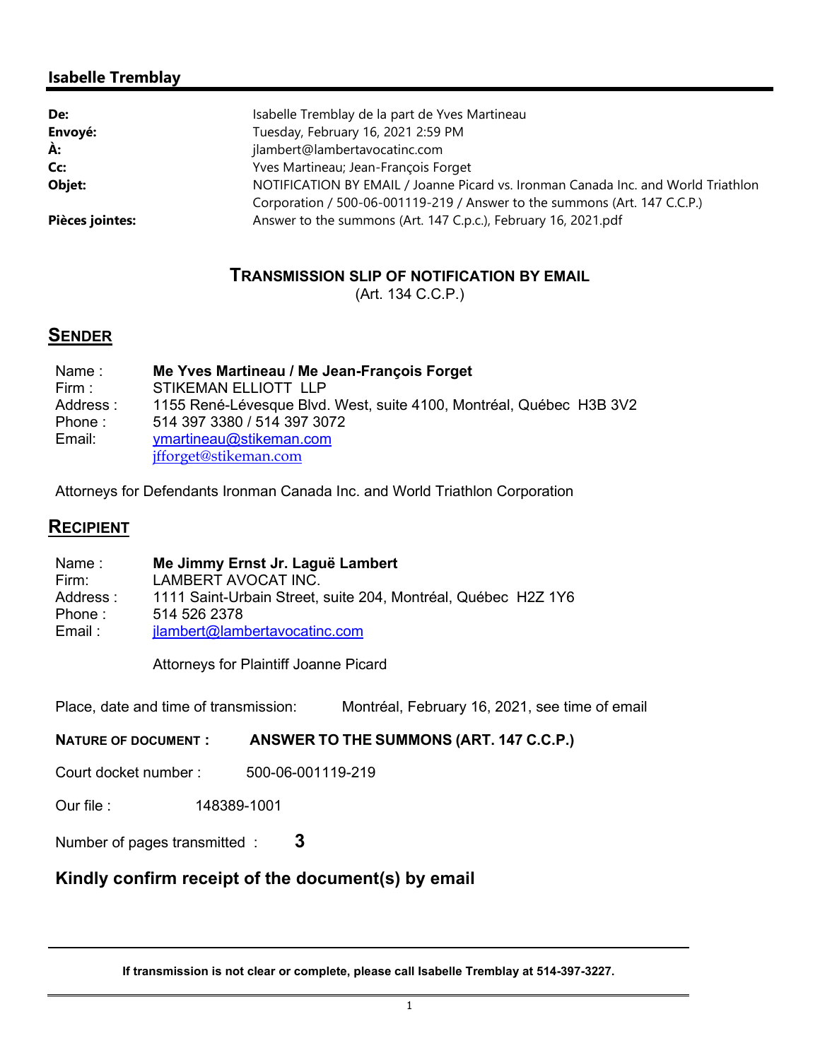## Isabelle Tremblay

| | |
|---|---|
| **De:** | Isabelle Tremblay de la part de Yves Martineau |
| **Envoyé:** | Tuesday, February 16, 2021 2:59 PM |
| **À:** | jlambert@lambertavocatinc.com |
| **Cc:** | Yves Martineau; Jean-François Forget |
| **Objet:** | NOTIFICATION BY EMAIL / Joanne Picard vs. Ironman Canada Inc. and World Triathlon Corporation / 500-06-001119-219 / Answer to the summons (Art. 147 C.C.P.) |
| **Pièces jointes:** | Answer to the summons (Art. 147 C.p.c.), February 16, 2021.pdf |

### TRANSMISSION SLIP OF NOTIFICATION BY EMAIL

(Art. 134 C.C.P.)

## SENDER

Name : **Me Yves Martineau / Me Jean-François Forget**
Firm : STIKEMAN ELLIOTT LLP
Address : 1155 René-Lévesque Blvd. West, suite 4100, Montréal, Québec H3B 3V2
Phone : 514 397 3380 / 514 397 3072
Email: ymartineau@stikeman.com
jfforget@stikeman.com

Attorneys for Defendants Ironman Canada Inc. and World Triathlon Corporation

## RECIPIENT

Name : **Me Jimmy Ernst Jr. Laguë Lambert**
Firm: LAMBERT AVOCAT INC.
Address : 1111 Saint-Urbain Street, suite 204, Montréal, Québec H2Z 1Y6
Phone : 514 526 2378
Email : jlambert@lambertavocatinc.com

Attorneys for Plaintiff Joanne Picard

Place, date and time of transmission: Montréal, February 16, 2021, see time of email

**NATURE OF DOCUMENT : ANSWER TO THE SUMMONS (ART. 147 C.C.P.)**

Court docket number : 500-06-001119-219

Our file : 148389-1001

Number of pages transmitted : **3**

**Kindly confirm receipt of the document(s) by email**

---

**If transmission is not clear or complete, please call Isabelle Tremblay at 514-397-3227.**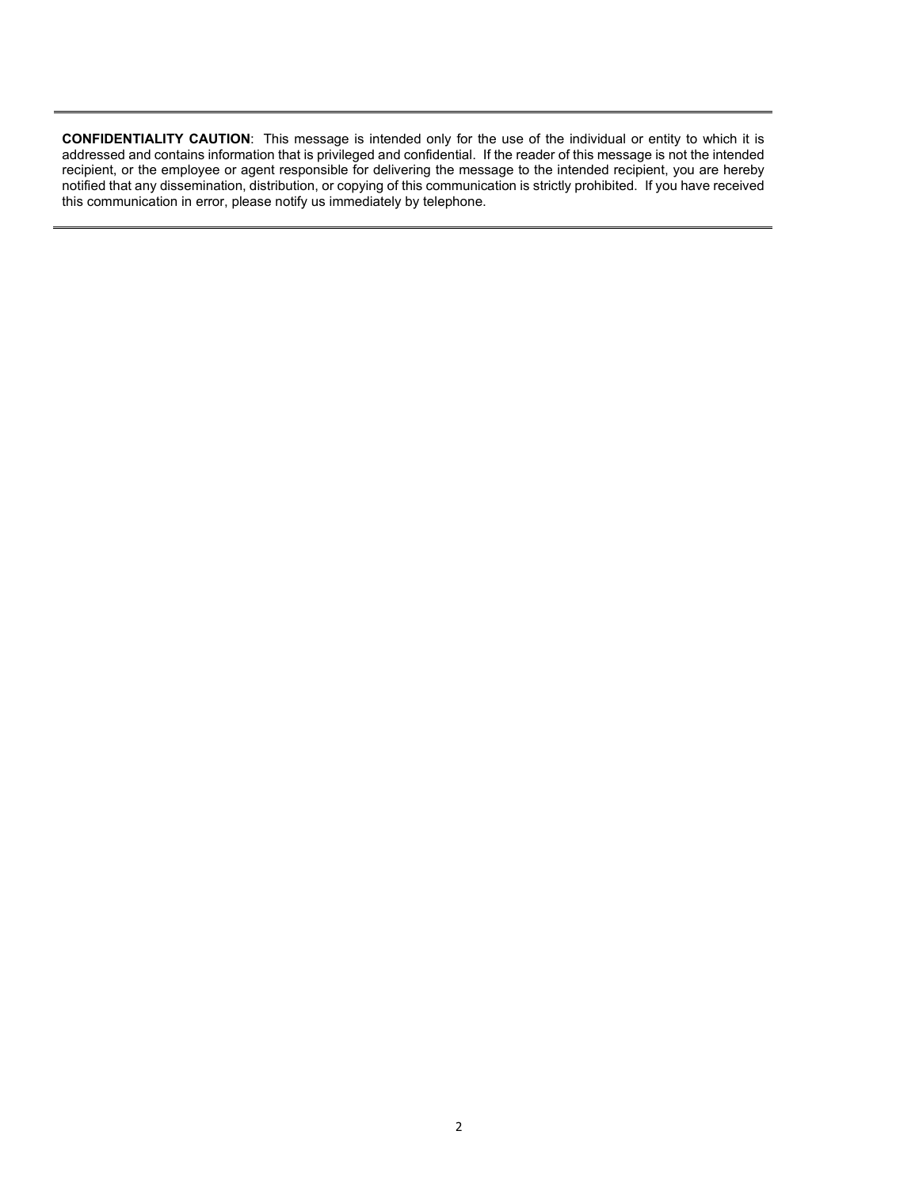---

**CONFIDENTIALITY CAUTION**: This message is intended only for the use of the individual or entity to which it is addressed and contains information that is privileged and confidential. If the reader of this message is not the intended recipient, or the employee or agent responsible for delivering the message to the intended recipient, you are hereby notified that any dissemination, distribution, or copying of this communication is strictly prohibited. If you have received this communication in error, please notify us immediately by telephone.

---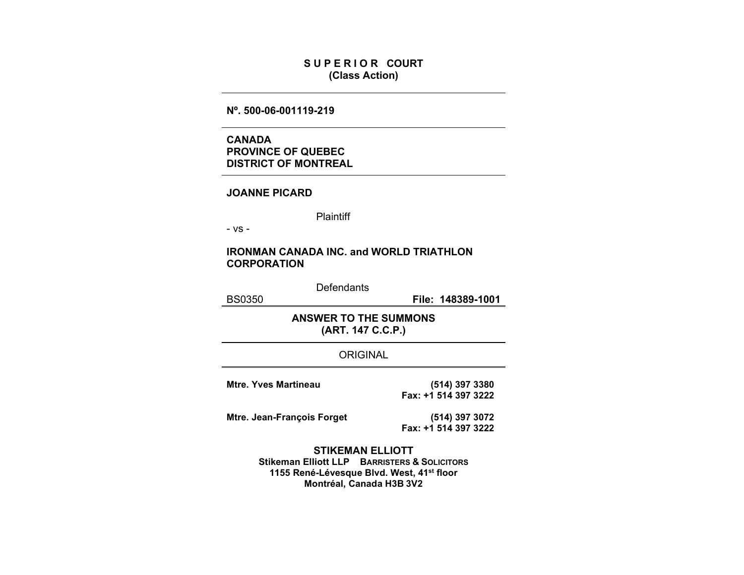**S U P E R I O R COURT**
**(Class Action)**

---

**Nº. 500-06-001119-219**

---

**CANADA**
**PROVINCE OF QUEBEC**
**DISTRICT OF MONTREAL**

---

**JOANNE PICARD**

Plaintiff

- vs -

**IRONMAN CANADA INC. and WORLD TRIATHLON CORPORATION**

Defendants

BS0350 **File: 148389-1001**

---

**ANSWER TO THE SUMMONS**
**(ART. 147 C.C.P.)**

---

ORIGINAL

---

**Mtre. Yves Martineau** **(514) 397 3380**
**Fax: +1 514 397 3222**

**Mtre. Jean-François Forget** **(514) 397 3072**
**Fax: +1 514 397 3222**

**STIKEMAN ELLIOTT**
**Stikeman Elliott LLP BARRISTERS & SOLICITORS**
**1155 René-Lévesque Blvd. West, 41st floor**
**Montréal, Canada H3B 3V2**